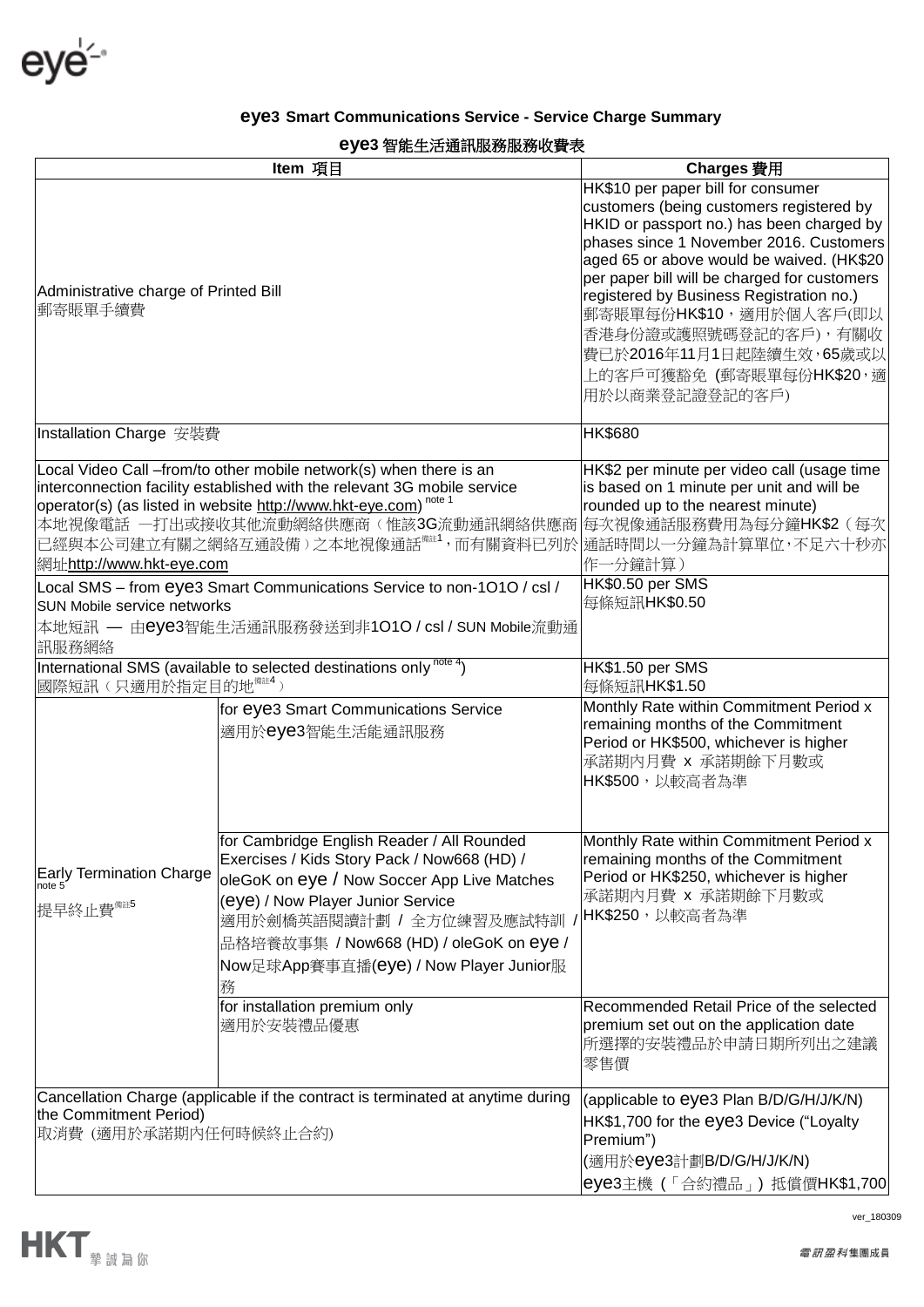## eye3 Smart Communications Service - Service Charge Summary

## eye3 智能生活通訊服務服務收費表

| Item 項目 | | Charges 費用 |
|---|---|---|
| Administrative charge of Printed Bill<br>郵寄賬單手續費 | | HK$10 per paper bill for consumer customers (being customers registered by HKID or passport no.) has been charged by phases since 1 November 2016. Customers aged 65 or above would be waived. (HK$20 per paper bill will be charged for customers registered by Business Registration no.)<br>郵寄賬單每份HK$10，適用於個人客戶(即以香港身份證或護照號碼登記的客戶)，有關收費已於2016年11月1日起陸續生效，65歲或以上的客戶可獲豁免 (郵寄賬單每份HK$20，適用於以商業登記證登記的客戶) |
| Installation Charge 安裝費 | | HK$680 |
| Local Video Call –from/to other mobile network(s) when there is an interconnection facility established with the relevant 3G mobile service operator(s) (as listed in website http://www.hkt-eye.com) note 1<br>本地視像電話 一打出或接收其他流動網絡供應商（惟該3G流動通訊網絡供應商已經與本公司建立有關之網絡互通設備）之本地視像通話備註1，而有關資料已列於網址http://www.hkt-eye.com | | HK$2 per minute per video call (usage time is based on 1 minute per unit and will be rounded up to the nearest minute)<br>每次視像通話服務費用為每分鐘HK$2（每次通話時間以一分鐘為計算單位，不足六十秒亦作一分鐘計算） |
| Local SMS – from eye3 Smart Communications Service to non-1O1O / csl / SUN Mobile service networks<br>本地短訊 — 由eye3智能生活通訊服務發送到非1O1O / csl / SUN Mobile流動通訊服務網絡 | | HK$0.50 per SMS<br>每條短訊HK$0.50 |
| International SMS (available to selected destinations only note 4)<br>國際短訊（只適用於指定目的地備註4） | | HK$1.50 per SMS<br>每條短訊HK$1.50 |
| Early Termination Charge note 5<br>提早終止費備註5 | for eye3 Smart Communications Service<br>適用於eye3智能生活能通訊服務 | Monthly Rate within Commitment Period x remaining months of the Commitment Period or HK$500, whichever is higher<br>承諾期內月費 x 承諾期餘下月數或HK$500，以較高者為準 |
| | for Cambridge English Reader / All Rounded Exercises / Kids Story Pack / Now668 (HD) / oleGoK on eye / Now Soccer App Live Matches (eye) / Now Player Junior Service<br>適用於劍橋英語閱讀計劃 / 全方位練習及應試特訓 / 品格培養故事集 / Now668 (HD) / oleGoK on eye / Now足球App賽事直播(eye) / Now Player Junior服務 | Monthly Rate within Commitment Period x remaining months of the Commitment Period or HK$250, whichever is higher<br>承諾期內月費 x 承諾期餘下月數或HK$250，以較高者為準 |
| | for installation premium only<br>適用於安裝禮品優惠 | Recommended Retail Price of the selected premium set out on the application date<br>所選擇的安裝禮品於申請日期所列出之建議零售價 |
| Cancellation Charge (applicable if the contract is terminated at anytime during the Commitment Period)<br>取消費 (適用於承諾期內任何時候終止合約) | | (applicable to eye3 Plan B/D/G/H/J/K/N)<br>HK$1,700 for the eye3 Device ("Loyalty Premium")<br>(適用於eye3計劃B/D/G/H/J/K/N)<br>eye3主機（「合約禮品」）抵償價HK$1,700 |

ver_180309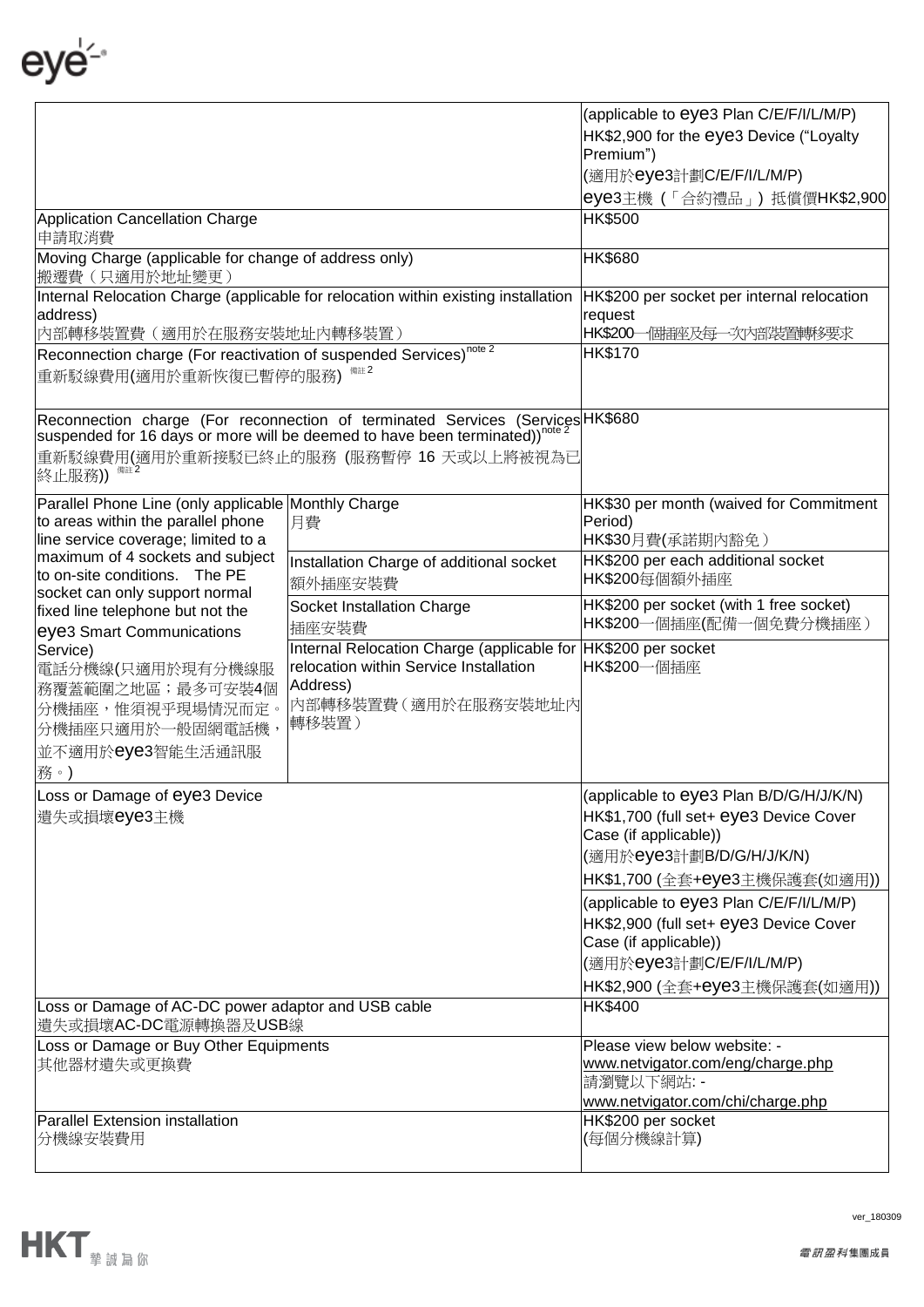| | | |
|---|---|---|
| | | (applicable to eye3 Plan C/E/F/I/L/M/P) HK$2,900 for the eye3 Device ("Loyalty Premium") (適用於eye3計劃C/E/F/I/L/M/P) eye3主機（「合約禮品」）抵償價HK$2,900 |
| Application Cancellation Charge 申請取消費 | | HK$500 |
| Moving Charge (applicable for change of address only) 搬遷費（只適用於地址變更） | | HK$680 |
| Internal Relocation Charge (applicable for relocation within existing installation address) 內部轉移裝置費（適用於在服務安裝地址內轉移裝置） | | HK$200 per socket per internal relocation request HK$200一個插座及每一次內部裝置轉移要求 |
| Reconnection charge (For reactivation of suspended Services)[note 2] 重新駁線費用(適用於重新恢復已暫停的服務)[備註2] | | HK$170 |
| Reconnection charge (For reconnection of terminated Services (Services suspended for 16 days or more will be deemed to have been terminated))[note 2] 重新駁線費用(適用於重新接駁已終止的服務 (服務暫停 16 天或以上將被視為已終止服務))[備註2] | | HK$680 |
| Parallel Phone Line (only applicable to areas within the parallel phone line service coverage; limited to a maximum of 4 sockets and subject to on-site conditions. The PE socket can only support normal fixed line telephone but not the eye3 Smart Communications Service) 電話分機線(只適用於現有分機線服務覆蓋範圍之地區；最多可安裝4個分機插座，惟須視乎現場情況而定。分機插座只適用於一般固網電話機，並不適用於eye3智能生活通訊服務。) | Monthly Charge 月費 | HK$30 per month (waived for Commitment Period) HK$30月費(承諾期內豁免) |
| | Installation Charge of additional socket 額外插座安裝費 | HK$200 per each additional socket HK$200每個額外插座 |
| | Socket Installation Charge 插座安裝費 | HK$200 per socket (with 1 free socket) HK$200一個插座(配備一個免費分機插座) |
| | Internal Relocation Charge (applicable for relocation within Service Installation Address) 內部轉移裝置費（適用於在服務安裝地址內轉移裝置） | HK$200 per socket HK$200一個插座 |
| Loss or Damage of eye3 Device 遺失或損壞eye3主機 | | (applicable to eye3 Plan B/D/G/H/J/K/N) HK$1,700 (full set+ eye3 Device Cover Case (if applicable)) (適用於eye3計劃B/D/G/H/J/K/N) HK$1,700 (全套+eye3主機保護套(如適用)) |
| | | (applicable to eye3 Plan C/E/F/I/L/M/P) HK$2,900 (full set+ eye3 Device Cover Case (if applicable)) (適用於eye3計劃C/E/F/I/L/M/P) HK$2,900 (全套+eye3主機保護套(如適用)) |
| Loss or Damage of AC-DC power adaptor and USB cable 遺失或損壞AC-DC電源轉換器及USB線 | | HK$400 |
| Loss or Damage or Buy Other Equipments 其他器材遺失或更換費 | | Please view below website: - www.netvigator.com/eng/charge.php 請瀏覽以下網站: - www.netvigator.com/chi/charge.php |
| Parallel Extension installation 分機線安裝費用 | | HK$200 per socket (每個分機線計算) |

ver_180309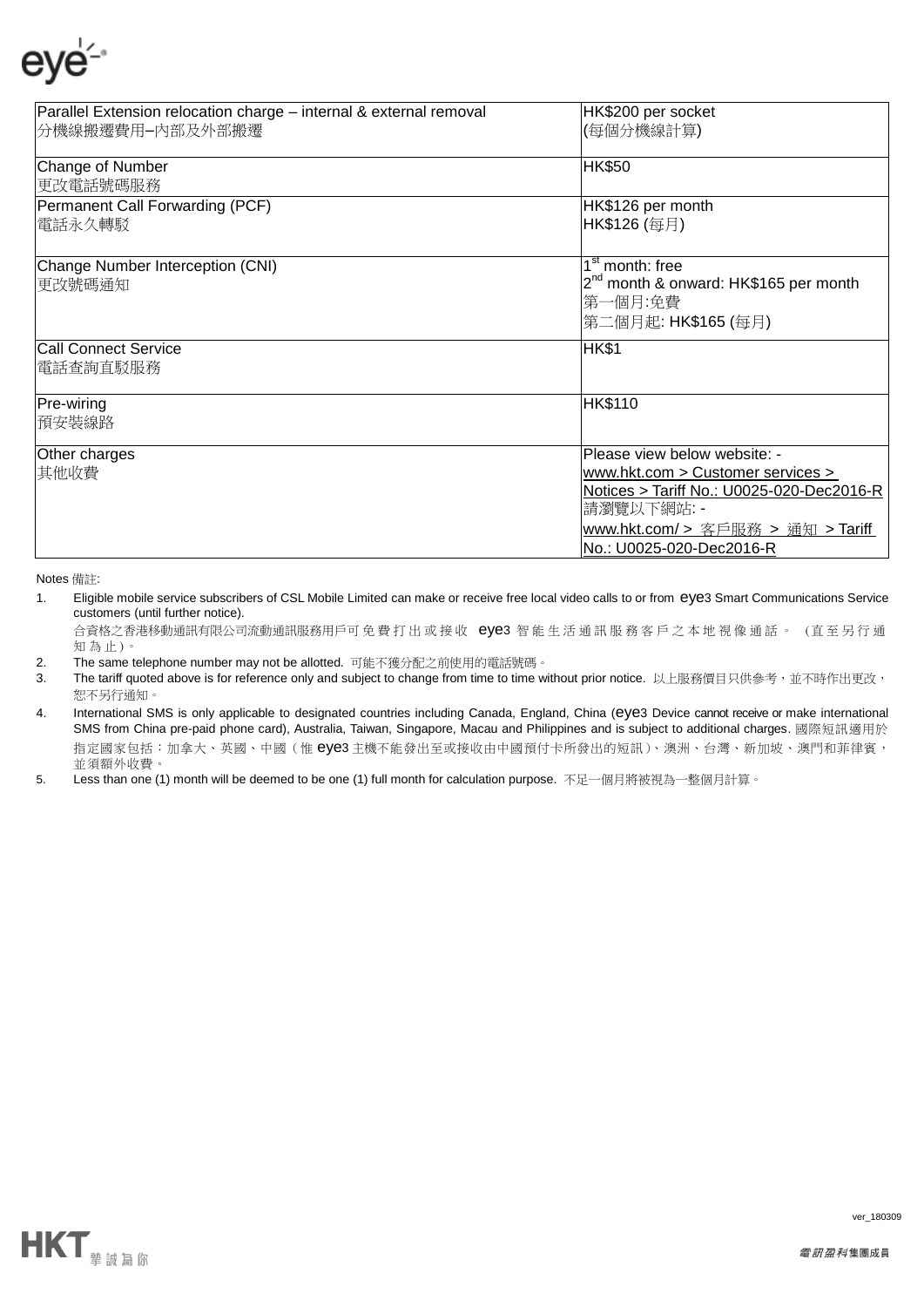| | |
|---|---|
| Parallel Extension relocation charge – internal & external removal<br>分機線搬遷費用–內部及外部搬遷 | HK$200 per socket<br>(每個分機線計算) |
| Change of Number<br>更改電話號碼服務 | HK$50 |
| Permanent Call Forwarding (PCF)<br>電話永久轉駁 | HK$126 per month<br>HK$126 (每月) |
| Change Number Interception (CNI)<br>更改號碼通知 | 1st month: free<br>2nd month & onward: HK$165 per month<br>第一個月:免費<br>第二個月起: HK$165 (每月) |
| Call Connect Service<br>電話查詢直駁服務 | HK$1 |
| Pre-wiring<br>預安裝線路 | HK$110 |
| Other charges<br>其他收費 | Please view below website: -<br>www.hkt.com > Customer services > Notices > Tariff No.: U0025-020-Dec2016-R<br>請瀏覽以下網站: -<br>www.hkt.com/ > 客戶服務 > 通知 > Tariff No.: U0025-020-Dec2016-R |

Notes 備註:

1. Eligible mobile service subscribers of CSL Mobile Limited can make or receive free local video calls to or from eye3 Smart Communications Service customers (until further notice).
   合資格之香港移動通訊有限公司流動通訊服務用戶可免費打出或接收 eye3 智能生活通訊服務客戶之本地視像通話。(直至另行通知為止)。
2. The same telephone number may not be allotted. 可能不獲分配之前使用的電話號碼。
3. The tariff quoted above is for reference only and subject to change from time to time without prior notice. 以上服務價目只供參考，並不時作出更改，恕不另行通知。
4. International SMS is only applicable to designated countries including Canada, England, China (eye3 Device cannot receive or make international SMS from China pre-paid phone card), Australia, Taiwan, Singapore, Macau and Philippines and is subject to additional charges. 國際短訊適用於指定國家包括：加拿大、英國、中國(惟 eye3 主機不能發出至或接收由中國預付卡所發出的短訊)、澳洲、台灣、新加坡、澳門和菲律賓，並須額外收費。
5. Less than one (1) month will be deemed to be one (1) full month for calculation purpose. 不足一個月將被視為一整個月計算。

ver_180309